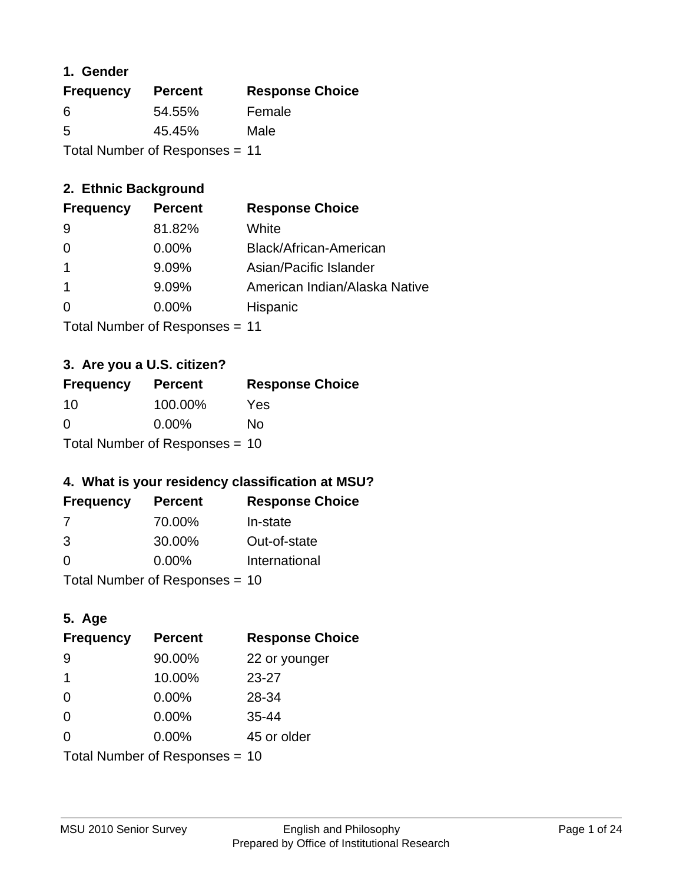### 1. Gender

| Frequency | Percent | Response Choice |
|---|---|---|
| 6 | 54.55% | Female |
| 5 | 45.45% | Male |

Total Number of Responses = 11

### 2. Ethnic Background

| Frequency | Percent | Response Choice |
|---|---|---|
| 9 | 81.82% | White |
| 0 | 0.00% | Black/African-American |
| 1 | 9.09% | Asian/Pacific Islander |
| 1 | 9.09% | American Indian/Alaska Native |
| 0 | 0.00% | Hispanic |

Total Number of Responses = 11

### 3. Are you a U.S. citizen?

| Frequency | Percent | Response Choice |
|---|---|---|
| 10 | 100.00% | Yes |
| 0 | 0.00% | No |

Total Number of Responses = 10

### 4. What is your residency classification at MSU?

| Frequency | Percent | Response Choice |
|---|---|---|
| 7 | 70.00% | In-state |
| 3 | 30.00% | Out-of-state |
| 0 | 0.00% | International |

Total Number of Responses = 10

### 5. Age

| Frequency | Percent | Response Choice |
|---|---|---|
| 9 | 90.00% | 22 or younger |
| 1 | 10.00% | 23-27 |
| 0 | 0.00% | 28-34 |
| 0 | 0.00% | 35-44 |
| 0 | 0.00% | 45 or older |

Total Number of Responses = 10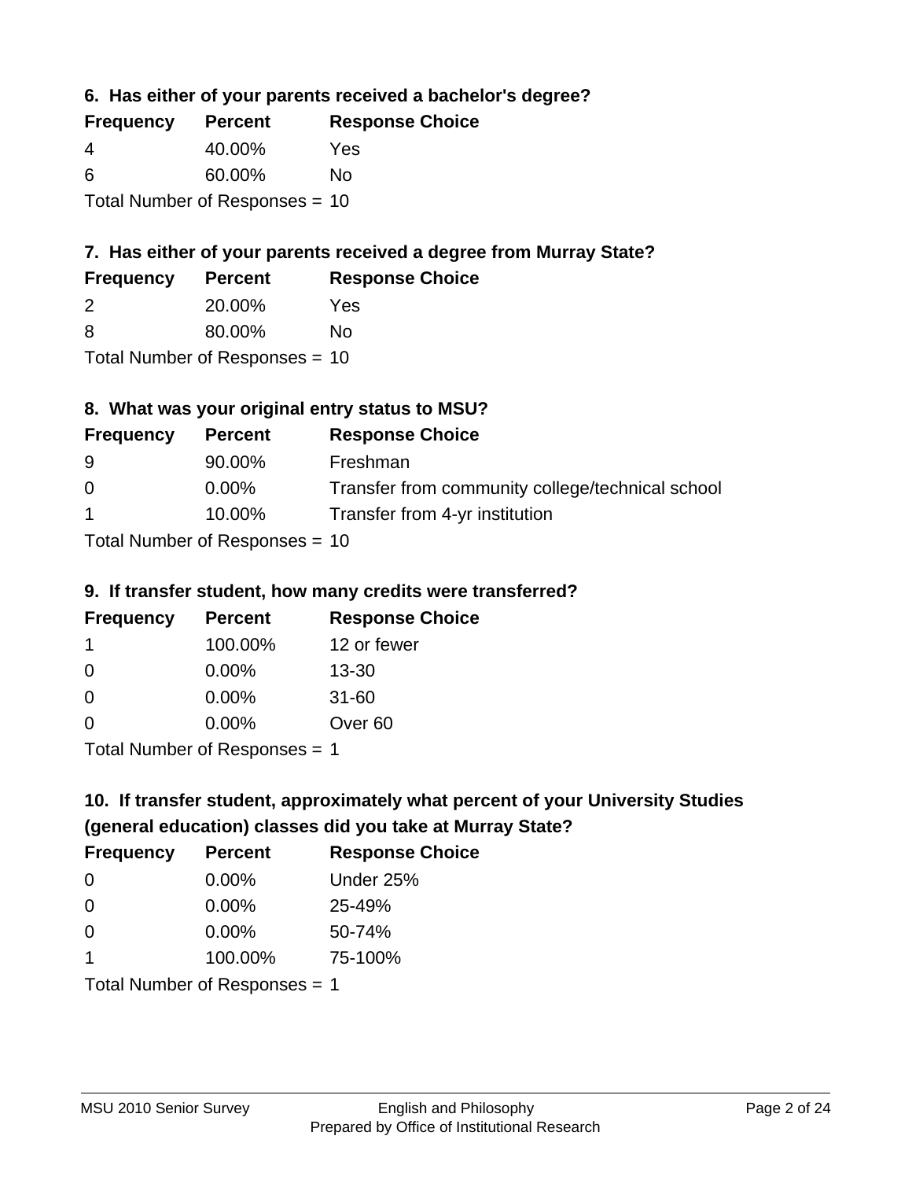### 6. Has either of your parents received a bachelor's degree?

| Frequency | Percent | Response Choice |
|---|---|---|
| 4 | 40.00% | Yes |
| 6 | 60.00% | No |

Total Number of Responses = 10

### 7. Has either of your parents received a degree from Murray State?

| Frequency | Percent | Response Choice |
|---|---|---|
| 2 | 20.00% | Yes |
| 8 | 80.00% | No |

Total Number of Responses = 10

### 8. What was your original entry status to MSU?

| Frequency | Percent | Response Choice |
|---|---|---|
| 9 | 90.00% | Freshman |
| 0 | 0.00% | Transfer from community college/technical school |
| 1 | 10.00% | Transfer from 4-yr institution |

Total Number of Responses = 10

### 9. If transfer student, how many credits were transferred?

| Frequency | Percent | Response Choice |
|---|---|---|
| 1 | 100.00% | 12 or fewer |
| 0 | 0.00% | 13-30 |
| 0 | 0.00% | 31-60 |
| 0 | 0.00% | Over 60 |

Total Number of Responses = 1

### 10. If transfer student, approximately what percent of your University Studies (general education) classes did you take at Murray State?

| Frequency | Percent | Response Choice |
|---|---|---|
| 0 | 0.00% | Under 25% |
| 0 | 0.00% | 25-49% |
| 0 | 0.00% | 50-74% |
| 1 | 100.00% | 75-100% |

Total Number of Responses = 1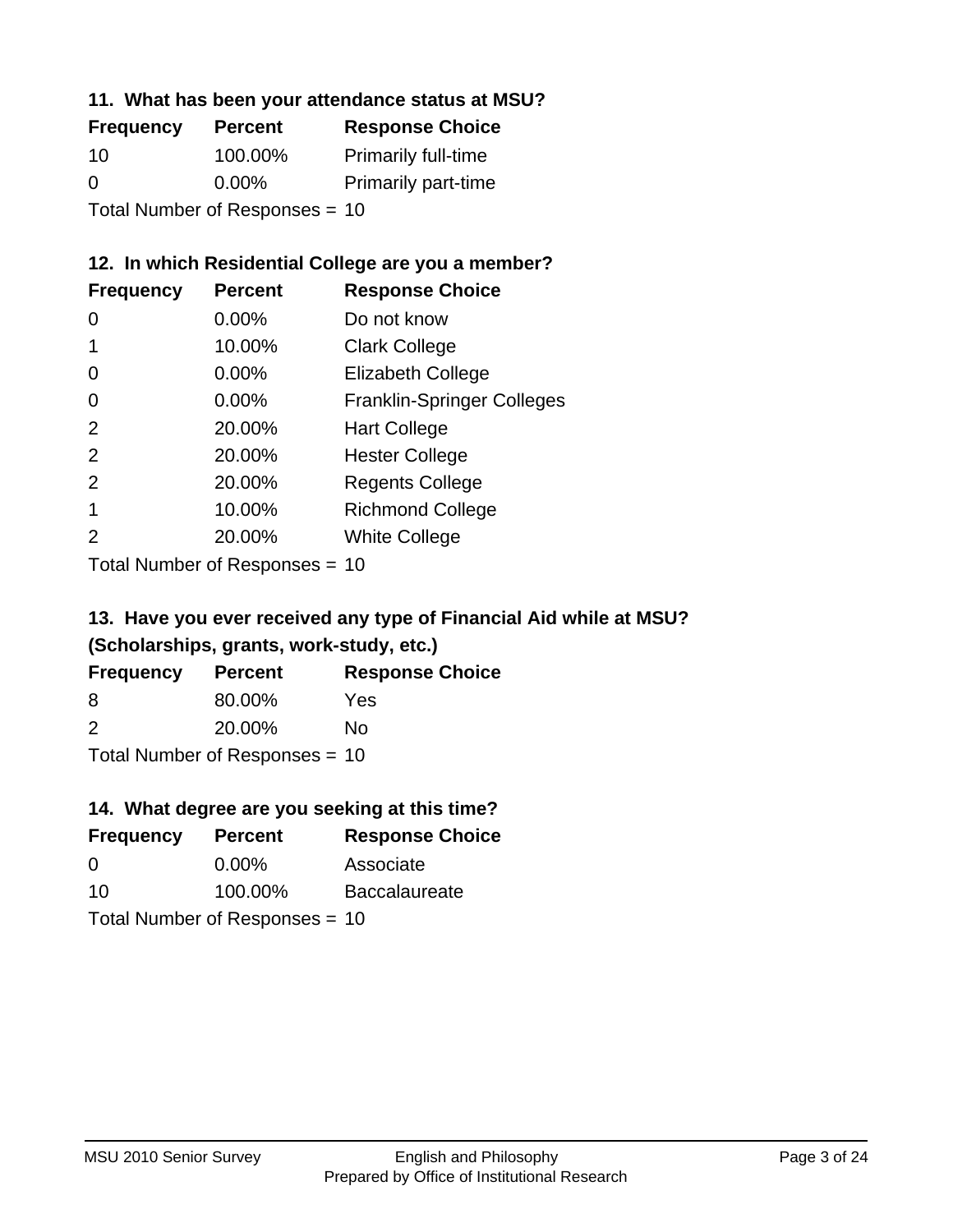### 11. What has been your attendance status at MSU?

| Frequency | Percent | Response Choice |
|---|---|---|
| 10 | 100.00% | Primarily full-time |
| 0 | 0.00% | Primarily part-time |

Total Number of Responses = 10

### 12. In which Residential College are you a member?

| Frequency | Percent | Response Choice |
|---|---|---|
| 0 | 0.00% | Do not know |
| 1 | 10.00% | Clark College |
| 0 | 0.00% | Elizabeth College |
| 0 | 0.00% | Franklin-Springer Colleges |
| 2 | 20.00% | Hart College |
| 2 | 20.00% | Hester College |
| 2 | 20.00% | Regents College |
| 1 | 10.00% | Richmond College |
| 2 | 20.00% | White College |

Total Number of Responses = 10

### 13. Have you ever received any type of Financial Aid while at MSU? (Scholarships, grants, work-study, etc.)

| Frequency | Percent | Response Choice |
|---|---|---|
| 8 | 80.00% | Yes |
| 2 | 20.00% | No |

Total Number of Responses = 10

### 14. What degree are you seeking at this time?

| Frequency | Percent | Response Choice |
|---|---|---|
| 0 | 0.00% | Associate |
| 10 | 100.00% | Baccalaureate |

Total Number of Responses = 10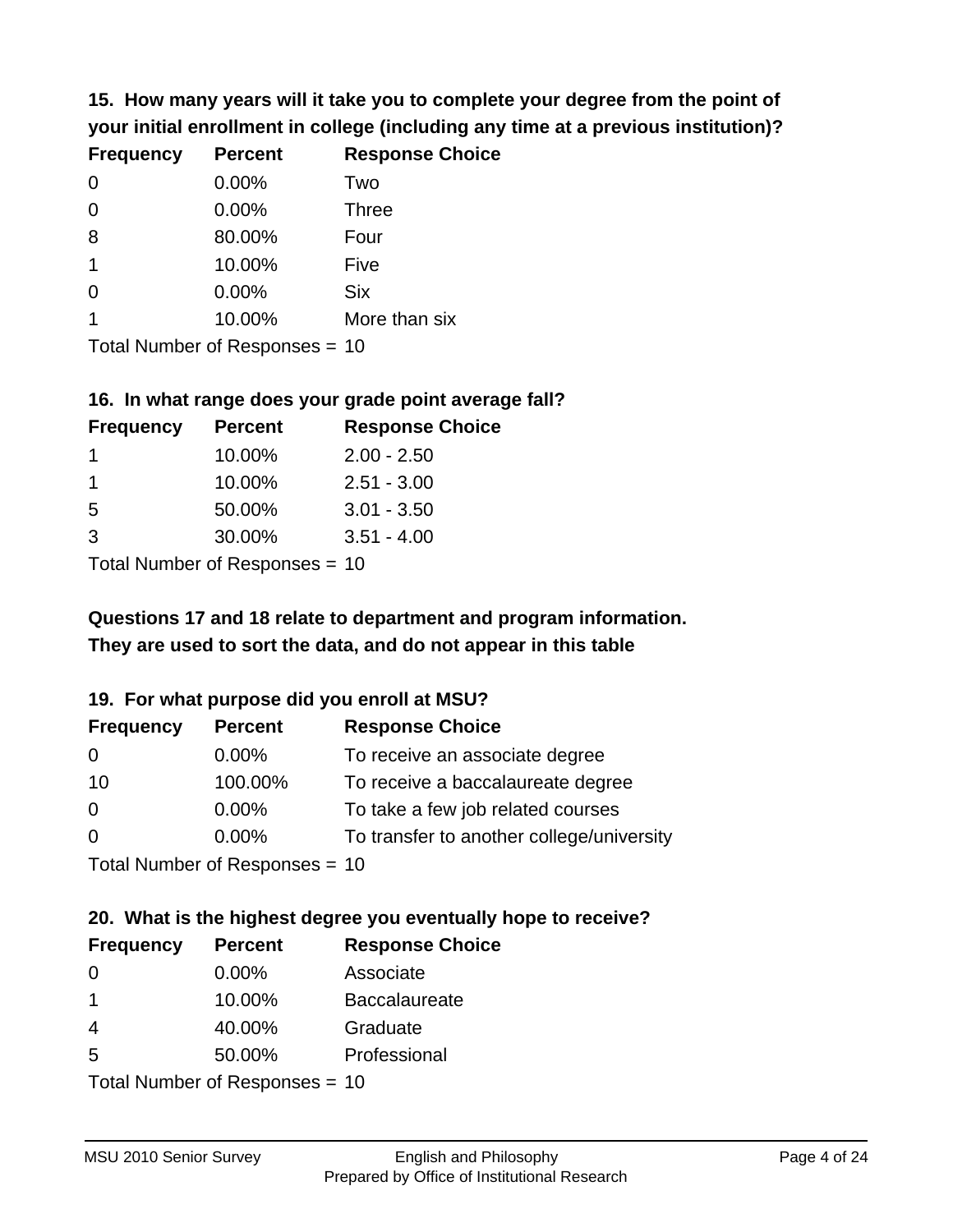**15. How many years will it take you to complete your degree from the point of your initial enrollment in college (including any time at a previous institution)?**

| Frequency | Percent | Response Choice |
|---|---|---|
| 0 | 0.00% | Two |
| 0 | 0.00% | Three |
| 8 | 80.00% | Four |
| 1 | 10.00% | Five |
| 0 | 0.00% | Six |
| 1 | 10.00% | More than six |

Total Number of Responses = 10

**16. In what range does your grade point average fall?**

| Frequency | Percent | Response Choice |
|---|---|---|
| 1 | 10.00% | 2.00 - 2.50 |
| 1 | 10.00% | 2.51 - 3.00 |
| 5 | 50.00% | 3.01 - 3.50 |
| 3 | 30.00% | 3.51 - 4.00 |

Total Number of Responses = 10

**Questions 17 and 18 relate to department and program information. They are used to sort the data, and do not appear in this table**

**19. For what purpose did you enroll at MSU?**

| Frequency | Percent | Response Choice |
|---|---|---|
| 0 | 0.00% | To receive an associate degree |
| 10 | 100.00% | To receive a baccalaureate degree |
| 0 | 0.00% | To take a few job related courses |
| 0 | 0.00% | To transfer to another college/university |

Total Number of Responses = 10

**20. What is the highest degree you eventually hope to receive?**

| Frequency | Percent | Response Choice |
|---|---|---|
| 0 | 0.00% | Associate |
| 1 | 10.00% | Baccalaureate |
| 4 | 40.00% | Graduate |
| 5 | 50.00% | Professional |

Total Number of Responses = 10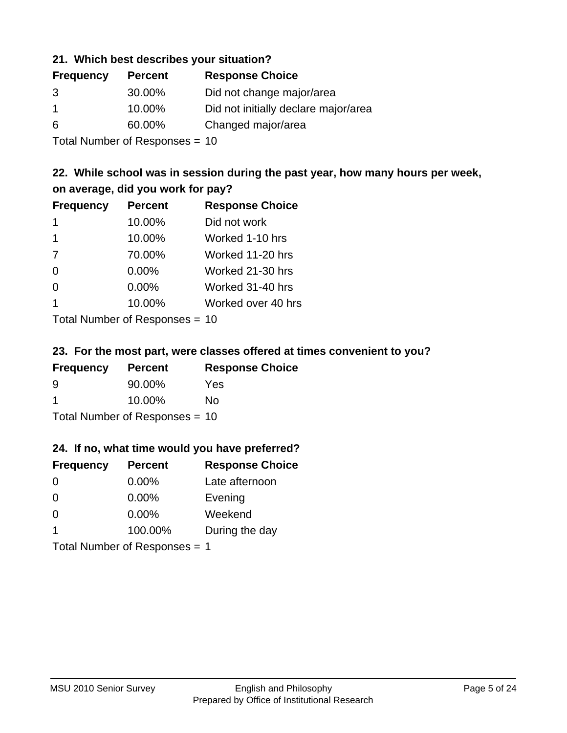**21. Which best describes your situation?**

| Frequency | Percent | Response Choice |
|---|---|---|
| 3 | 30.00% | Did not change major/area |
| 1 | 10.00% | Did not initially declare major/area |
| 6 | 60.00% | Changed major/area |

Total Number of Responses = 10

**22. While school was in session during the past year, how many hours per week, on average, did you work for pay?**

| Frequency | Percent | Response Choice |
|---|---|---|
| 1 | 10.00% | Did not work |
| 1 | 10.00% | Worked 1-10 hrs |
| 7 | 70.00% | Worked 11-20 hrs |
| 0 | 0.00% | Worked 21-30 hrs |
| 0 | 0.00% | Worked 31-40 hrs |
| 1 | 10.00% | Worked over 40 hrs |

Total Number of Responses = 10

**23. For the most part, were classes offered at times convenient to you?**

| Frequency | Percent | Response Choice |
|---|---|---|
| 9 | 90.00% | Yes |
| 1 | 10.00% | No |

Total Number of Responses = 10

**24. If no, what time would you have preferred?**

| Frequency | Percent | Response Choice |
|---|---|---|
| 0 | 0.00% | Late afternoon |
| 0 | 0.00% | Evening |
| 0 | 0.00% | Weekend |
| 1 | 100.00% | During the day |

Total Number of Responses = 1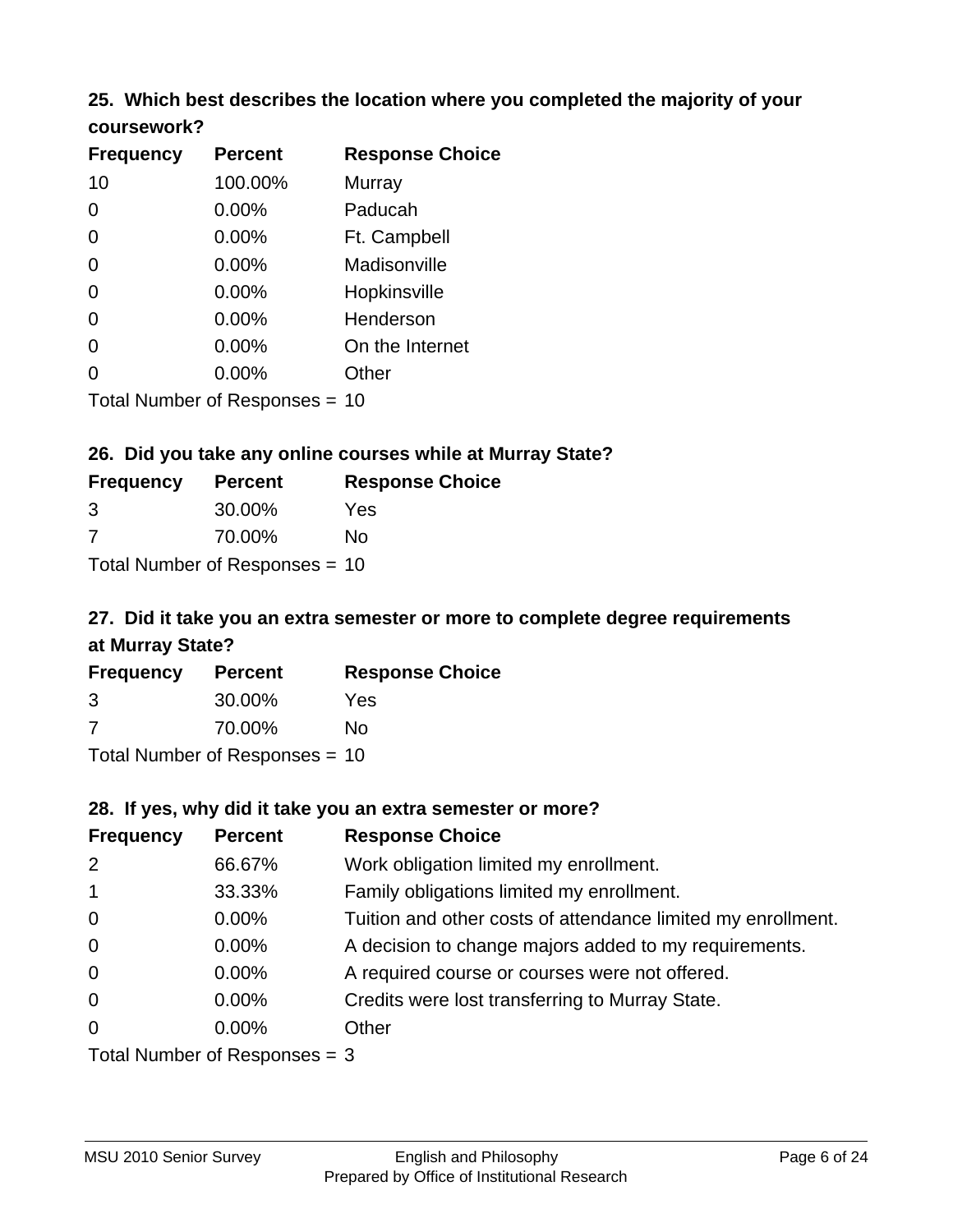### 25. Which best describes the location where you completed the majority of your coursework?

| Frequency | Percent | Response Choice |
|---|---|---|
| 10 | 100.00% | Murray |
| 0 | 0.00% | Paducah |
| 0 | 0.00% | Ft. Campbell |
| 0 | 0.00% | Madisonville |
| 0 | 0.00% | Hopkinsville |
| 0 | 0.00% | Henderson |
| 0 | 0.00% | On the Internet |
| 0 | 0.00% | Other |

Total Number of Responses = 10

### 26. Did you take any online courses while at Murray State?

| Frequency | Percent | Response Choice |
|---|---|---|
| 3 | 30.00% | Yes |
| 7 | 70.00% | No |

Total Number of Responses = 10

### 27. Did it take you an extra semester or more to complete degree requirements at Murray State?

| Frequency | Percent | Response Choice |
|---|---|---|
| 3 | 30.00% | Yes |
| 7 | 70.00% | No |

Total Number of Responses = 10

### 28. If yes, why did it take you an extra semester or more?

| Frequency | Percent | Response Choice |
|---|---|---|
| 2 | 66.67% | Work obligation limited my enrollment. |
| 1 | 33.33% | Family obligations limited my enrollment. |
| 0 | 0.00% | Tuition and other costs of attendance limited my enrollment. |
| 0 | 0.00% | A decision to change majors added to my requirements. |
| 0 | 0.00% | A required course or courses were not offered. |
| 0 | 0.00% | Credits were lost transferring to Murray State. |
| 0 | 0.00% | Other |

Total Number of Responses = 3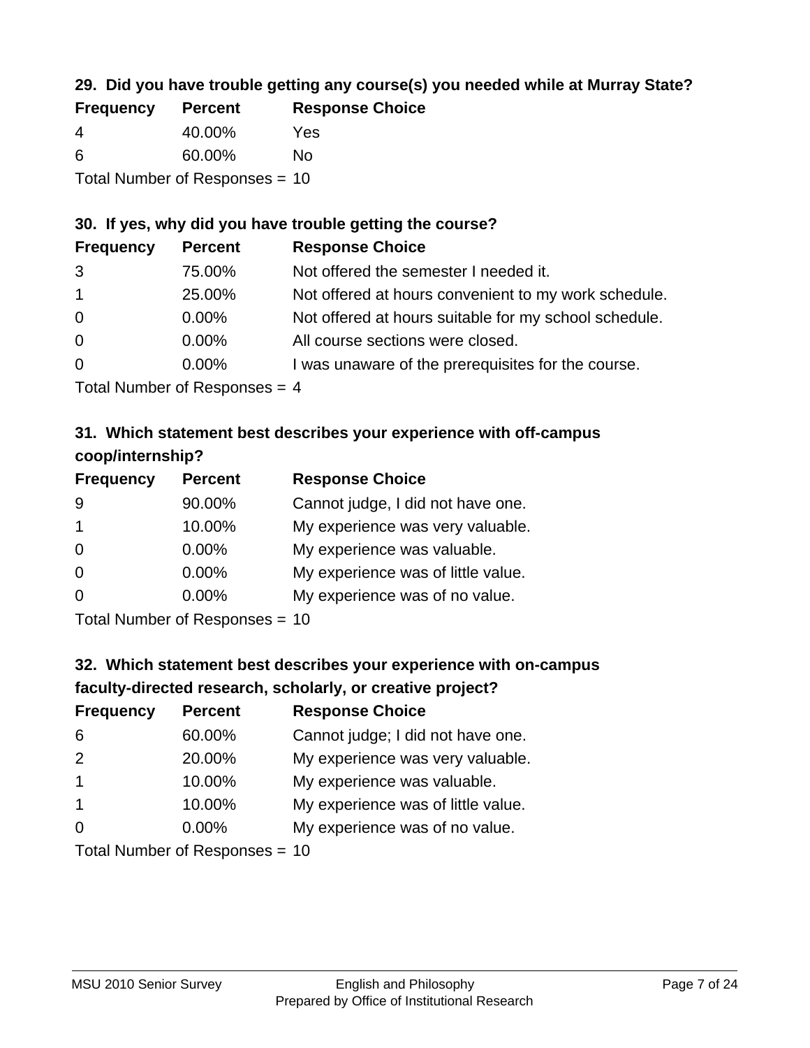### 29. Did you have trouble getting any course(s) you needed while at Murray State?

| Frequency | Percent | Response Choice |
|---|---|---|
| 4 | 40.00% | Yes |
| 6 | 60.00% | No |

Total Number of Responses = 10

### 30. If yes, why did you have trouble getting the course?

| Frequency | Percent | Response Choice |
|---|---|---|
| 3 | 75.00% | Not offered the semester I needed it. |
| 1 | 25.00% | Not offered at hours convenient to my work schedule. |
| 0 | 0.00% | Not offered at hours suitable for my school schedule. |
| 0 | 0.00% | All course sections were closed. |
| 0 | 0.00% | I was unaware of the prerequisites for the course. |

Total Number of Responses = 4

### 31. Which statement best describes your experience with off-campus coop/internship?

| Frequency | Percent | Response Choice |
|---|---|---|
| 9 | 90.00% | Cannot judge, I did not have one. |
| 1 | 10.00% | My experience was very valuable. |
| 0 | 0.00% | My experience was valuable. |
| 0 | 0.00% | My experience was of little value. |
| 0 | 0.00% | My experience was of no value. |

Total Number of Responses = 10

### 32. Which statement best describes your experience with on-campus faculty-directed research, scholarly, or creative project?

| Frequency | Percent | Response Choice |
|---|---|---|
| 6 | 60.00% | Cannot judge; I did not have one. |
| 2 | 20.00% | My experience was very valuable. |
| 1 | 10.00% | My experience was valuable. |
| 1 | 10.00% | My experience was of little value. |
| 0 | 0.00% | My experience was of no value. |

Total Number of Responses = 10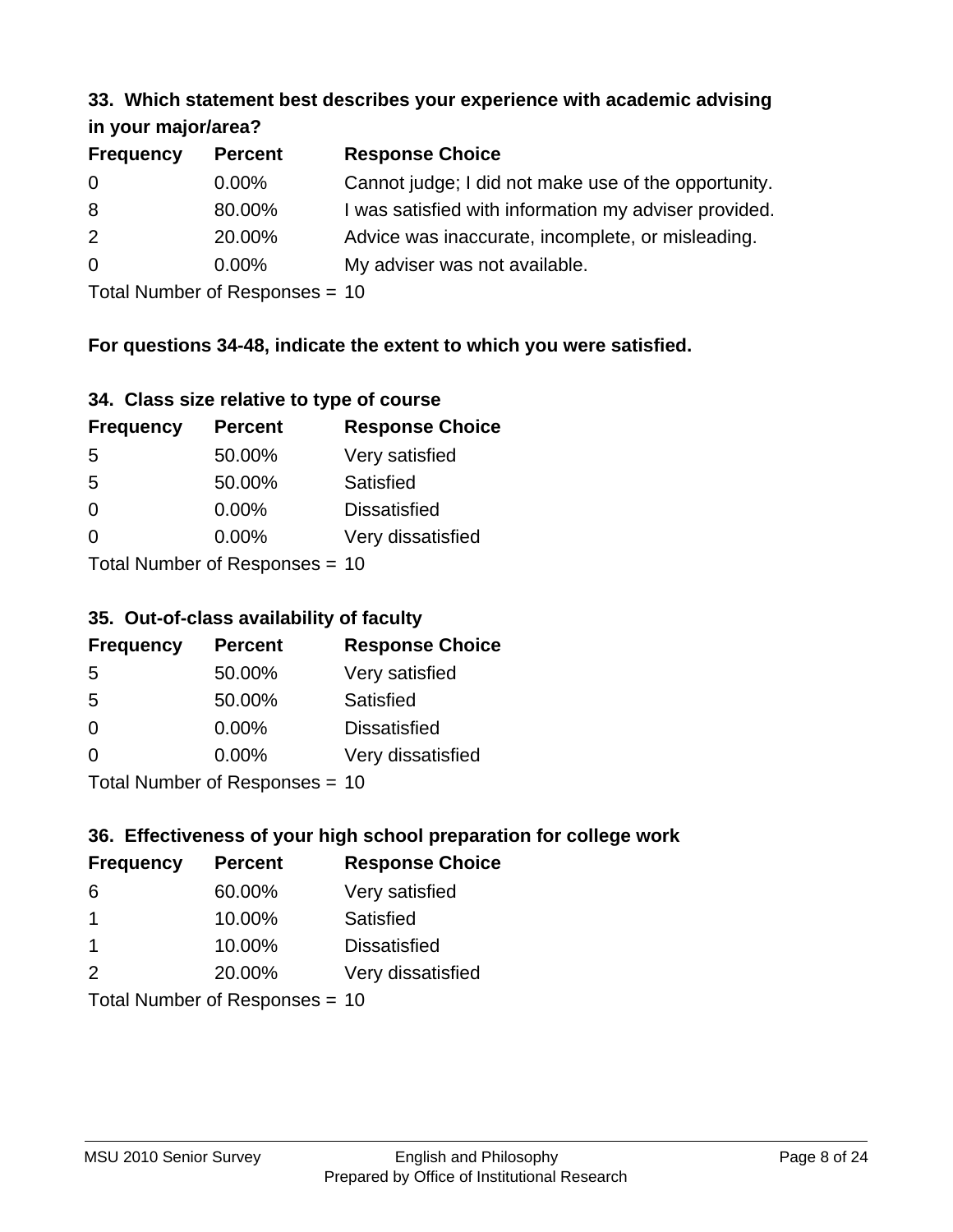### 33. Which statement best describes your experience with academic advising in your major/area?

| Frequency | Percent | Response Choice |
|---|---|---|
| 0 | 0.00% | Cannot judge; I did not make use of the opportunity. |
| 8 | 80.00% | I was satisfied with information my adviser provided. |
| 2 | 20.00% | Advice was inaccurate, incomplete, or misleading. |
| 0 | 0.00% | My adviser was not available. |

Total Number of Responses = 10

**For questions 34-48, indicate the extent to which you were satisfied.**

### 34. Class size relative to type of course

| Frequency | Percent | Response Choice |
|---|---|---|
| 5 | 50.00% | Very satisfied |
| 5 | 50.00% | Satisfied |
| 0 | 0.00% | Dissatisfied |
| 0 | 0.00% | Very dissatisfied |

Total Number of Responses = 10

### 35. Out-of-class availability of faculty

| Frequency | Percent | Response Choice |
|---|---|---|
| 5 | 50.00% | Very satisfied |
| 5 | 50.00% | Satisfied |
| 0 | 0.00% | Dissatisfied |
| 0 | 0.00% | Very dissatisfied |

Total Number of Responses = 10

### 36. Effectiveness of your high school preparation for college work

| Frequency | Percent | Response Choice |
|---|---|---|
| 6 | 60.00% | Very satisfied |
| 1 | 10.00% | Satisfied |
| 1 | 10.00% | Dissatisfied |
| 2 | 20.00% | Very dissatisfied |

Total Number of Responses = 10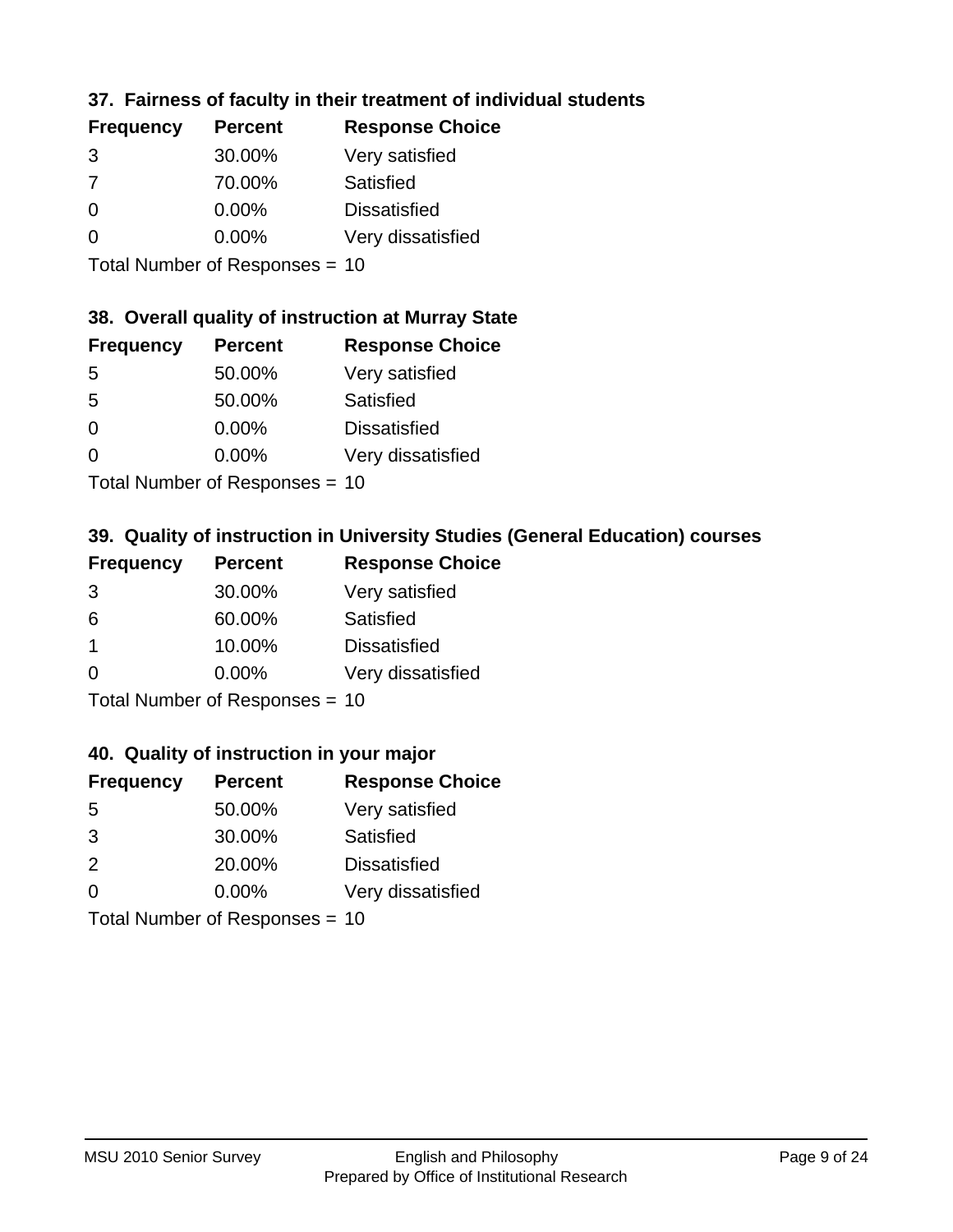### 37. Fairness of faculty in their treatment of individual students

| Frequency | Percent | Response Choice |
|---|---|---|
| 3 | 30.00% | Very satisfied |
| 7 | 70.00% | Satisfied |
| 0 | 0.00% | Dissatisfied |
| 0 | 0.00% | Very dissatisfied |

Total Number of Responses = 10

### 38. Overall quality of instruction at Murray State

| Frequency | Percent | Response Choice |
|---|---|---|
| 5 | 50.00% | Very satisfied |
| 5 | 50.00% | Satisfied |
| 0 | 0.00% | Dissatisfied |
| 0 | 0.00% | Very dissatisfied |

Total Number of Responses = 10

### 39. Quality of instruction in University Studies (General Education) courses

| Frequency | Percent | Response Choice |
|---|---|---|
| 3 | 30.00% | Very satisfied |
| 6 | 60.00% | Satisfied |
| 1 | 10.00% | Dissatisfied |
| 0 | 0.00% | Very dissatisfied |

Total Number of Responses = 10

### 40. Quality of instruction in your major

| Frequency | Percent | Response Choice |
|---|---|---|
| 5 | 50.00% | Very satisfied |
| 3 | 30.00% | Satisfied |
| 2 | 20.00% | Dissatisfied |
| 0 | 0.00% | Very dissatisfied |

Total Number of Responses = 10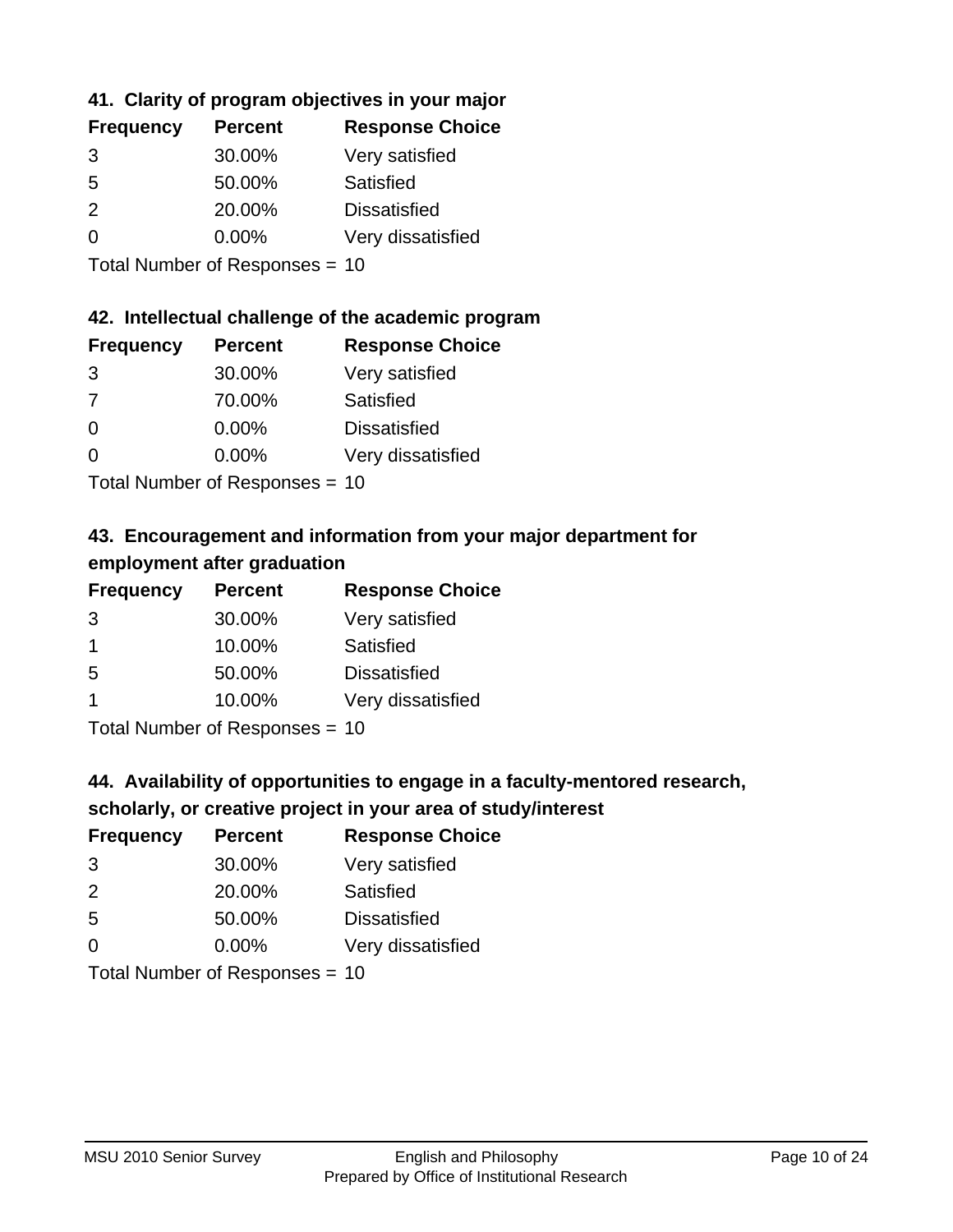### 41. Clarity of program objectives in your major

| Frequency | Percent | Response Choice |
|---|---|---|
| 3 | 30.00% | Very satisfied |
| 5 | 50.00% | Satisfied |
| 2 | 20.00% | Dissatisfied |
| 0 | 0.00% | Very dissatisfied |

Total Number of Responses = 10

### 42. Intellectual challenge of the academic program

| Frequency | Percent | Response Choice |
|---|---|---|
| 3 | 30.00% | Very satisfied |
| 7 | 70.00% | Satisfied |
| 0 | 0.00% | Dissatisfied |
| 0 | 0.00% | Very dissatisfied |

Total Number of Responses = 10

### 43. Encouragement and information from your major department for employment after graduation

| Frequency | Percent | Response Choice |
|---|---|---|
| 3 | 30.00% | Very satisfied |
| 1 | 10.00% | Satisfied |
| 5 | 50.00% | Dissatisfied |
| 1 | 10.00% | Very dissatisfied |

Total Number of Responses = 10

### 44. Availability of opportunities to engage in a faculty-mentored research, scholarly, or creative project in your area of study/interest

| Frequency | Percent | Response Choice |
|---|---|---|
| 3 | 30.00% | Very satisfied |
| 2 | 20.00% | Satisfied |
| 5 | 50.00% | Dissatisfied |
| 0 | 0.00% | Very dissatisfied |

Total Number of Responses = 10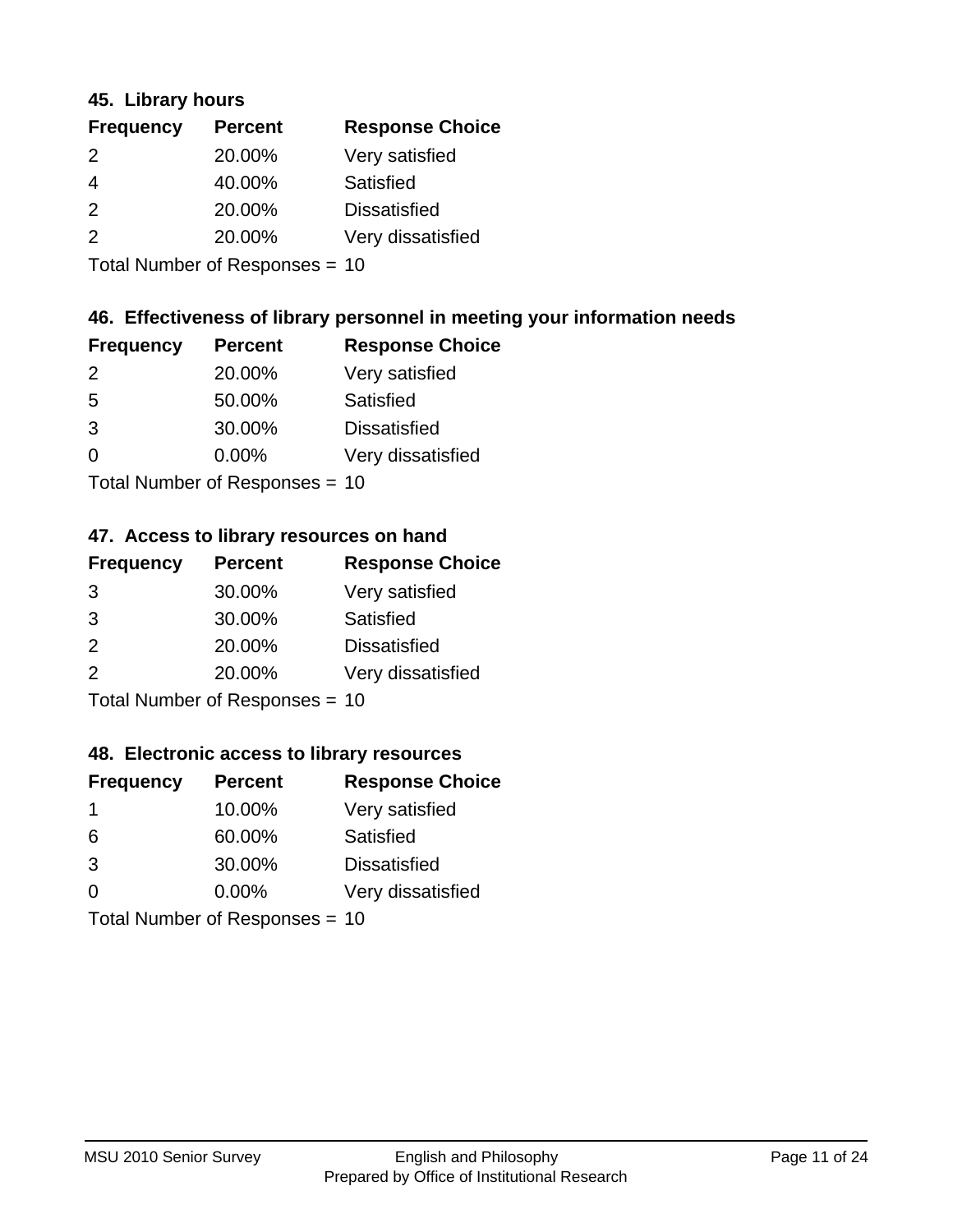### 45. Library hours

| Frequency | Percent | Response Choice |
|---|---|---|
| 2 | 20.00% | Very satisfied |
| 4 | 40.00% | Satisfied |
| 2 | 20.00% | Dissatisfied |
| 2 | 20.00% | Very dissatisfied |

Total Number of Responses = 10

### 46. Effectiveness of library personnel in meeting your information needs

| Frequency | Percent | Response Choice |
|---|---|---|
| 2 | 20.00% | Very satisfied |
| 5 | 50.00% | Satisfied |
| 3 | 30.00% | Dissatisfied |
| 0 | 0.00% | Very dissatisfied |

Total Number of Responses = 10

### 47. Access to library resources on hand

| Frequency | Percent | Response Choice |
|---|---|---|
| 3 | 30.00% | Very satisfied |
| 3 | 30.00% | Satisfied |
| 2 | 20.00% | Dissatisfied |
| 2 | 20.00% | Very dissatisfied |

Total Number of Responses = 10

### 48. Electronic access to library resources

| Frequency | Percent | Response Choice |
|---|---|---|
| 1 | 10.00% | Very satisfied |
| 6 | 60.00% | Satisfied |
| 3 | 30.00% | Dissatisfied |
| 0 | 0.00% | Very dissatisfied |

Total Number of Responses = 10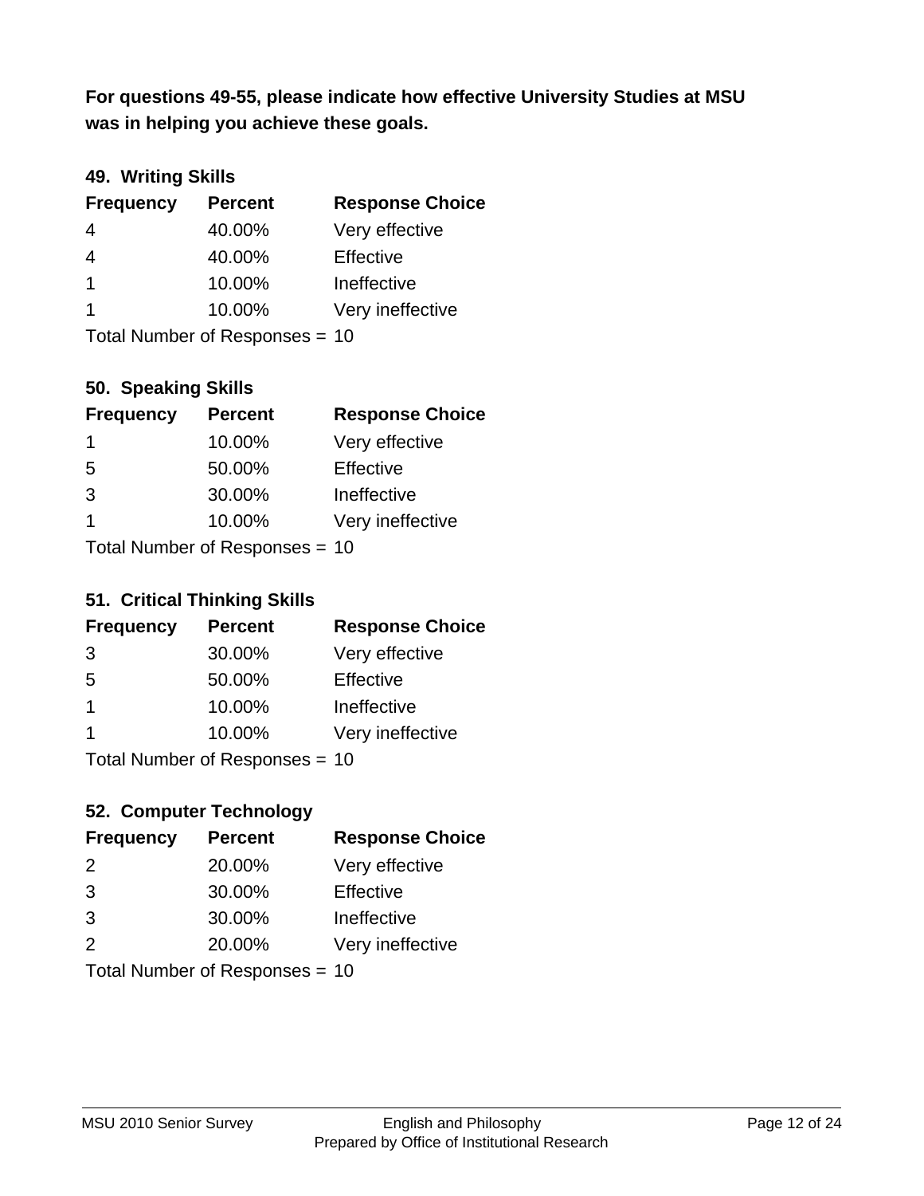**For questions 49-55, please indicate how effective University Studies at MSU was in helping you achieve these goals.**

### 49. Writing Skills

| Frequency | Percent | Response Choice |
|---|---|---|
| 4 | 40.00% | Very effective |
| 4 | 40.00% | Effective |
| 1 | 10.00% | Ineffective |
| 1 | 10.00% | Very ineffective |

Total Number of Responses = 10

### 50. Speaking Skills

| Frequency | Percent | Response Choice |
|---|---|---|
| 1 | 10.00% | Very effective |
| 5 | 50.00% | Effective |
| 3 | 30.00% | Ineffective |
| 1 | 10.00% | Very ineffective |

Total Number of Responses = 10

### 51. Critical Thinking Skills

| Frequency | Percent | Response Choice |
|---|---|---|
| 3 | 30.00% | Very effective |
| 5 | 50.00% | Effective |
| 1 | 10.00% | Ineffective |
| 1 | 10.00% | Very ineffective |

Total Number of Responses = 10

### 52. Computer Technology

| Frequency | Percent | Response Choice |
|---|---|---|
| 2 | 20.00% | Very effective |
| 3 | 30.00% | Effective |
| 3 | 30.00% | Ineffective |
| 2 | 20.00% | Very ineffective |

Total Number of Responses = 10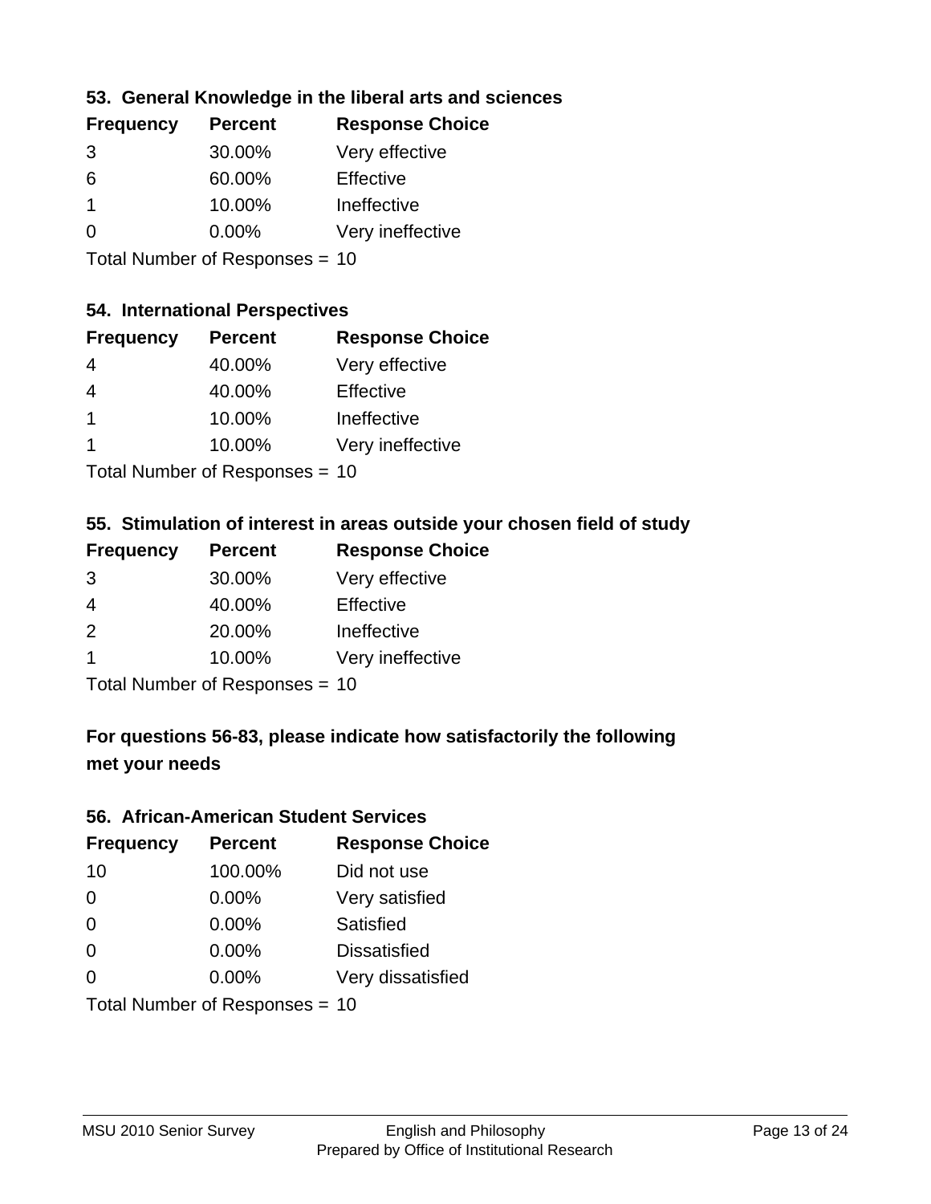### 53. General Knowledge in the liberal arts and sciences

| Frequency | Percent | Response Choice |
|---|---|---|
| 3 | 30.00% | Very effective |
| 6 | 60.00% | Effective |
| 1 | 10.00% | Ineffective |
| 0 | 0.00% | Very ineffective |

Total Number of Responses = 10

### 54. International Perspectives

| Frequency | Percent | Response Choice |
|---|---|---|
| 4 | 40.00% | Very effective |
| 4 | 40.00% | Effective |
| 1 | 10.00% | Ineffective |
| 1 | 10.00% | Very ineffective |

Total Number of Responses = 10

### 55. Stimulation of interest in areas outside your chosen field of study

| Frequency | Percent | Response Choice |
|---|---|---|
| 3 | 30.00% | Very effective |
| 4 | 40.00% | Effective |
| 2 | 20.00% | Ineffective |
| 1 | 10.00% | Very ineffective |

Total Number of Responses = 10

**For questions 56-83, please indicate how satisfactorily the following met your needs**

### 56. African-American Student Services

| Frequency | Percent | Response Choice |
|---|---|---|
| 10 | 100.00% | Did not use |
| 0 | 0.00% | Very satisfied |
| 0 | 0.00% | Satisfied |
| 0 | 0.00% | Dissatisfied |
| 0 | 0.00% | Very dissatisfied |

Total Number of Responses = 10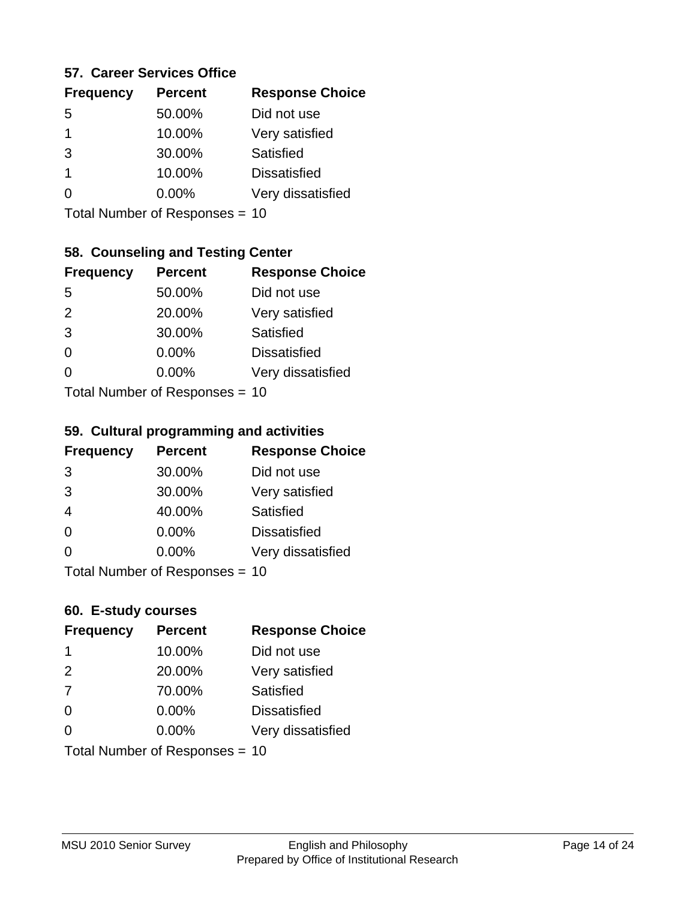### 57. Career Services Office

| Frequency | Percent | Response Choice |
|---|---|---|
| 5 | 50.00% | Did not use |
| 1 | 10.00% | Very satisfied |
| 3 | 30.00% | Satisfied |
| 1 | 10.00% | Dissatisfied |
| 0 | 0.00% | Very dissatisfied |

Total Number of Responses = 10

### 58. Counseling and Testing Center

| Frequency | Percent | Response Choice |
|---|---|---|
| 5 | 50.00% | Did not use |
| 2 | 20.00% | Very satisfied |
| 3 | 30.00% | Satisfied |
| 0 | 0.00% | Dissatisfied |
| 0 | 0.00% | Very dissatisfied |

Total Number of Responses = 10

### 59. Cultural programming and activities

| Frequency | Percent | Response Choice |
|---|---|---|
| 3 | 30.00% | Did not use |
| 3 | 30.00% | Very satisfied |
| 4 | 40.00% | Satisfied |
| 0 | 0.00% | Dissatisfied |
| 0 | 0.00% | Very dissatisfied |

Total Number of Responses = 10

### 60. E-study courses

| Frequency | Percent | Response Choice |
|---|---|---|
| 1 | 10.00% | Did not use |
| 2 | 20.00% | Very satisfied |
| 7 | 70.00% | Satisfied |
| 0 | 0.00% | Dissatisfied |
| 0 | 0.00% | Very dissatisfied |

Total Number of Responses = 10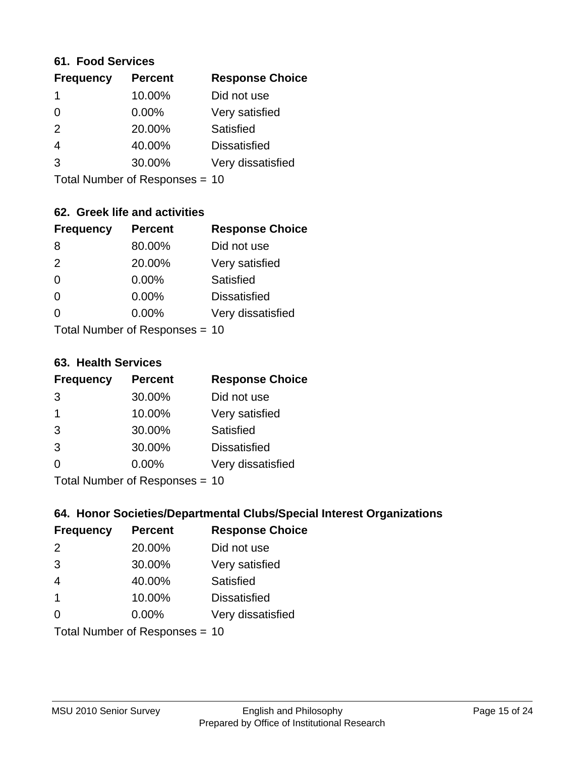### 61. Food Services

| Frequency | Percent | Response Choice |
|---|---|---|
| 1 | 10.00% | Did not use |
| 0 | 0.00% | Very satisfied |
| 2 | 20.00% | Satisfied |
| 4 | 40.00% | Dissatisfied |
| 3 | 30.00% | Very dissatisfied |

Total Number of Responses = 10

### 62. Greek life and activities

| Frequency | Percent | Response Choice |
|---|---|---|
| 8 | 80.00% | Did not use |
| 2 | 20.00% | Very satisfied |
| 0 | 0.00% | Satisfied |
| 0 | 0.00% | Dissatisfied |
| 0 | 0.00% | Very dissatisfied |

Total Number of Responses = 10

### 63. Health Services

| Frequency | Percent | Response Choice |
|---|---|---|
| 3 | 30.00% | Did not use |
| 1 | 10.00% | Very satisfied |
| 3 | 30.00% | Satisfied |
| 3 | 30.00% | Dissatisfied |
| 0 | 0.00% | Very dissatisfied |

Total Number of Responses = 10

### 64. Honor Societies/Departmental Clubs/Special Interest Organizations

| Frequency | Percent | Response Choice |
|---|---|---|
| 2 | 20.00% | Did not use |
| 3 | 30.00% | Very satisfied |
| 4 | 40.00% | Satisfied |
| 1 | 10.00% | Dissatisfied |
| 0 | 0.00% | Very dissatisfied |

Total Number of Responses = 10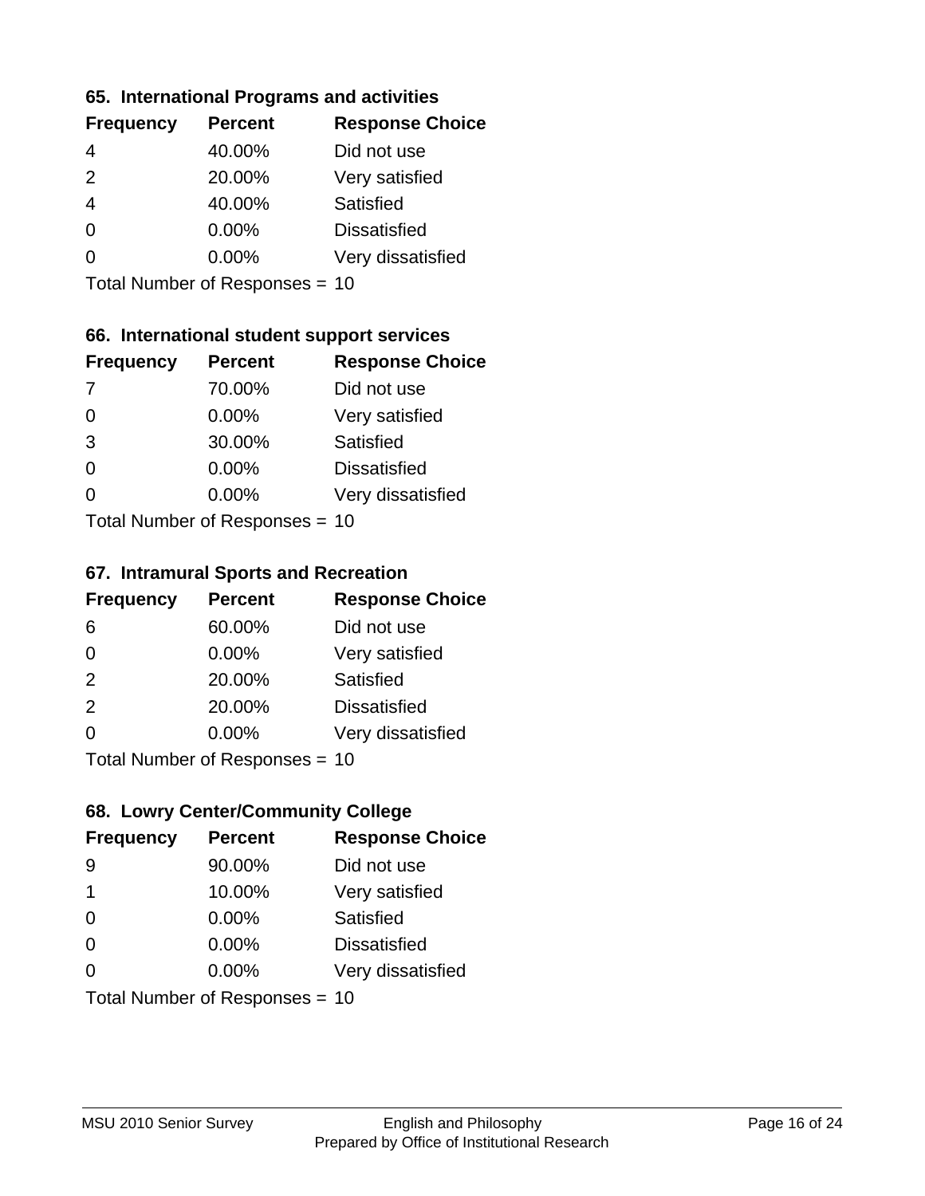### 65. International Programs and activities

| Frequency | Percent | Response Choice |
|---|---|---|
| 4 | 40.00% | Did not use |
| 2 | 20.00% | Very satisfied |
| 4 | 40.00% | Satisfied |
| 0 | 0.00% | Dissatisfied |
| 0 | 0.00% | Very dissatisfied |

Total Number of Responses = 10

### 66. International student support services

| Frequency | Percent | Response Choice |
|---|---|---|
| 7 | 70.00% | Did not use |
| 0 | 0.00% | Very satisfied |
| 3 | 30.00% | Satisfied |
| 0 | 0.00% | Dissatisfied |
| 0 | 0.00% | Very dissatisfied |

Total Number of Responses = 10

### 67. Intramural Sports and Recreation

| Frequency | Percent | Response Choice |
|---|---|---|
| 6 | 60.00% | Did not use |
| 0 | 0.00% | Very satisfied |
| 2 | 20.00% | Satisfied |
| 2 | 20.00% | Dissatisfied |
| 0 | 0.00% | Very dissatisfied |

Total Number of Responses = 10

### 68. Lowry Center/Community College

| Frequency | Percent | Response Choice |
|---|---|---|
| 9 | 90.00% | Did not use |
| 1 | 10.00% | Very satisfied |
| 0 | 0.00% | Satisfied |
| 0 | 0.00% | Dissatisfied |
| 0 | 0.00% | Very dissatisfied |

Total Number of Responses = 10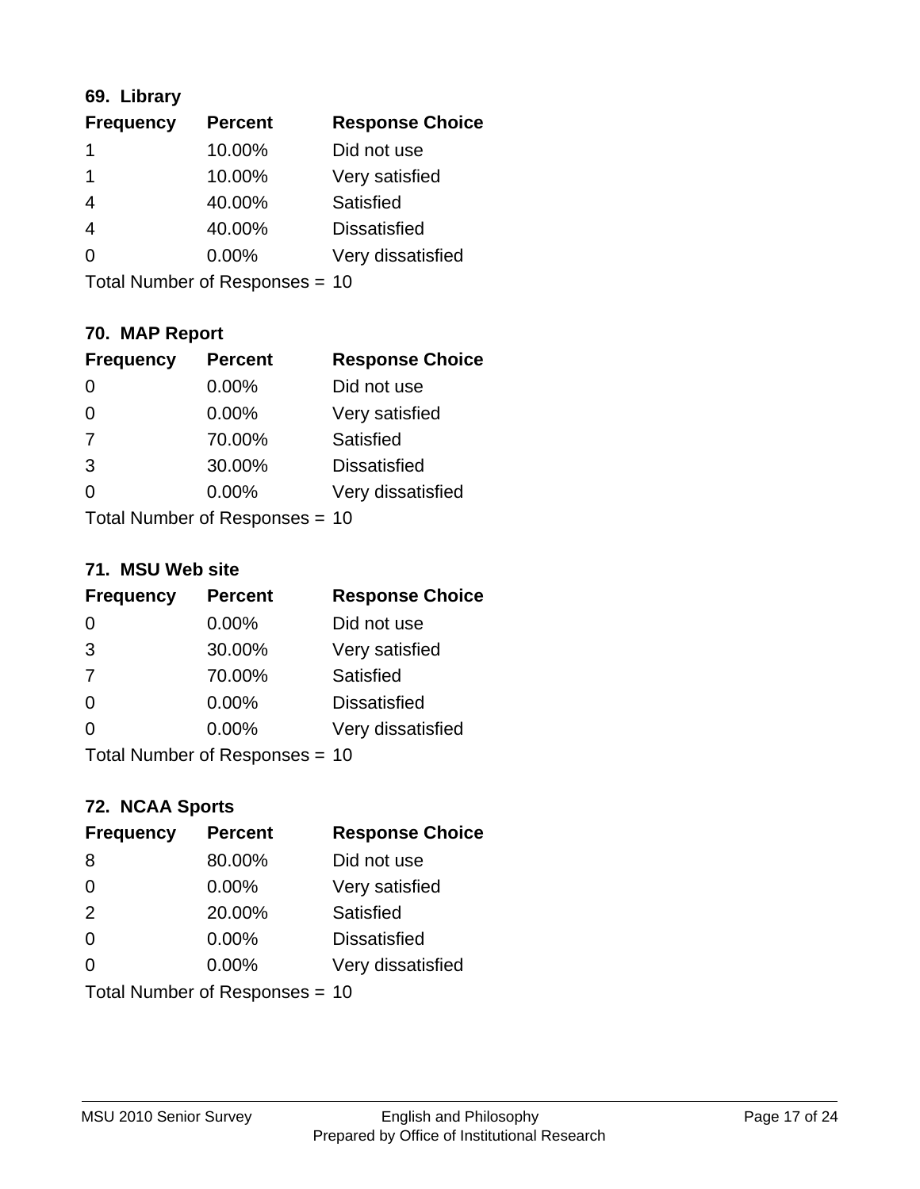### 69. Library

| Frequency | Percent | Response Choice |
|---|---|---|
| 1 | 10.00% | Did not use |
| 1 | 10.00% | Very satisfied |
| 4 | 40.00% | Satisfied |
| 4 | 40.00% | Dissatisfied |
| 0 | 0.00% | Very dissatisfied |

Total Number of Responses = 10

### 70. MAP Report

| Frequency | Percent | Response Choice |
|---|---|---|
| 0 | 0.00% | Did not use |
| 0 | 0.00% | Very satisfied |
| 7 | 70.00% | Satisfied |
| 3 | 30.00% | Dissatisfied |
| 0 | 0.00% | Very dissatisfied |

Total Number of Responses = 10

### 71. MSU Web site

| Frequency | Percent | Response Choice |
|---|---|---|
| 0 | 0.00% | Did not use |
| 3 | 30.00% | Very satisfied |
| 7 | 70.00% | Satisfied |
| 0 | 0.00% | Dissatisfied |
| 0 | 0.00% | Very dissatisfied |

Total Number of Responses = 10

### 72. NCAA Sports

| Frequency | Percent | Response Choice |
|---|---|---|
| 8 | 80.00% | Did not use |
| 0 | 0.00% | Very satisfied |
| 2 | 20.00% | Satisfied |
| 0 | 0.00% | Dissatisfied |
| 0 | 0.00% | Very dissatisfied |

Total Number of Responses = 10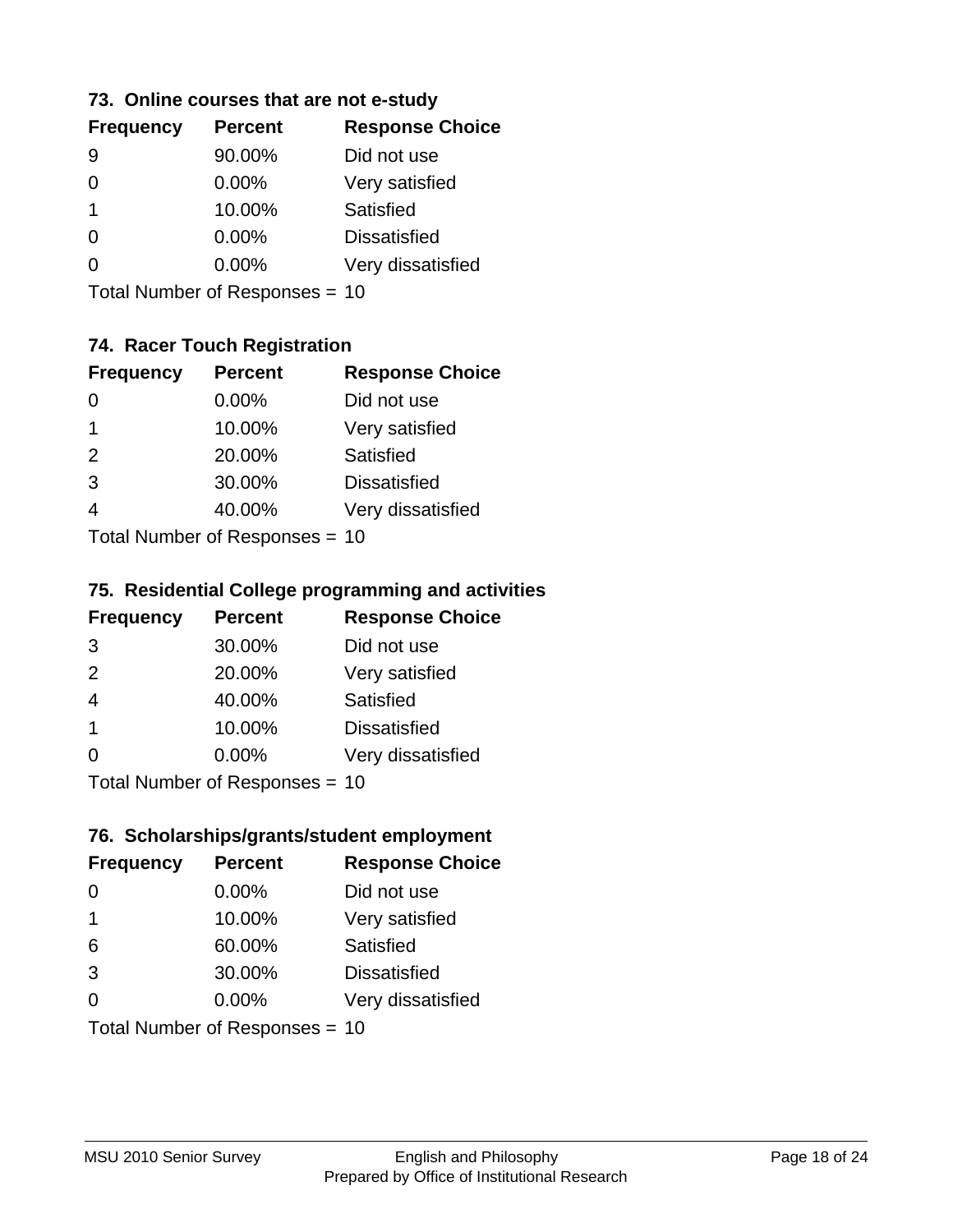### 73. Online courses that are not e-study

| Frequency | Percent | Response Choice |
|---|---|---|
| 9 | 90.00% | Did not use |
| 0 | 0.00% | Very satisfied |
| 1 | 10.00% | Satisfied |
| 0 | 0.00% | Dissatisfied |
| 0 | 0.00% | Very dissatisfied |

Total Number of Responses = 10

### 74. Racer Touch Registration

| Frequency | Percent | Response Choice |
|---|---|---|
| 0 | 0.00% | Did not use |
| 1 | 10.00% | Very satisfied |
| 2 | 20.00% | Satisfied |
| 3 | 30.00% | Dissatisfied |
| 4 | 40.00% | Very dissatisfied |

Total Number of Responses = 10

### 75. Residential College programming and activities

| Frequency | Percent | Response Choice |
|---|---|---|
| 3 | 30.00% | Did not use |
| 2 | 20.00% | Very satisfied |
| 4 | 40.00% | Satisfied |
| 1 | 10.00% | Dissatisfied |
| 0 | 0.00% | Very dissatisfied |

Total Number of Responses = 10

### 76. Scholarships/grants/student employment

| Frequency | Percent | Response Choice |
|---|---|---|
| 0 | 0.00% | Did not use |
| 1 | 10.00% | Very satisfied |
| 6 | 60.00% | Satisfied |
| 3 | 30.00% | Dissatisfied |
| 0 | 0.00% | Very dissatisfied |

Total Number of Responses = 10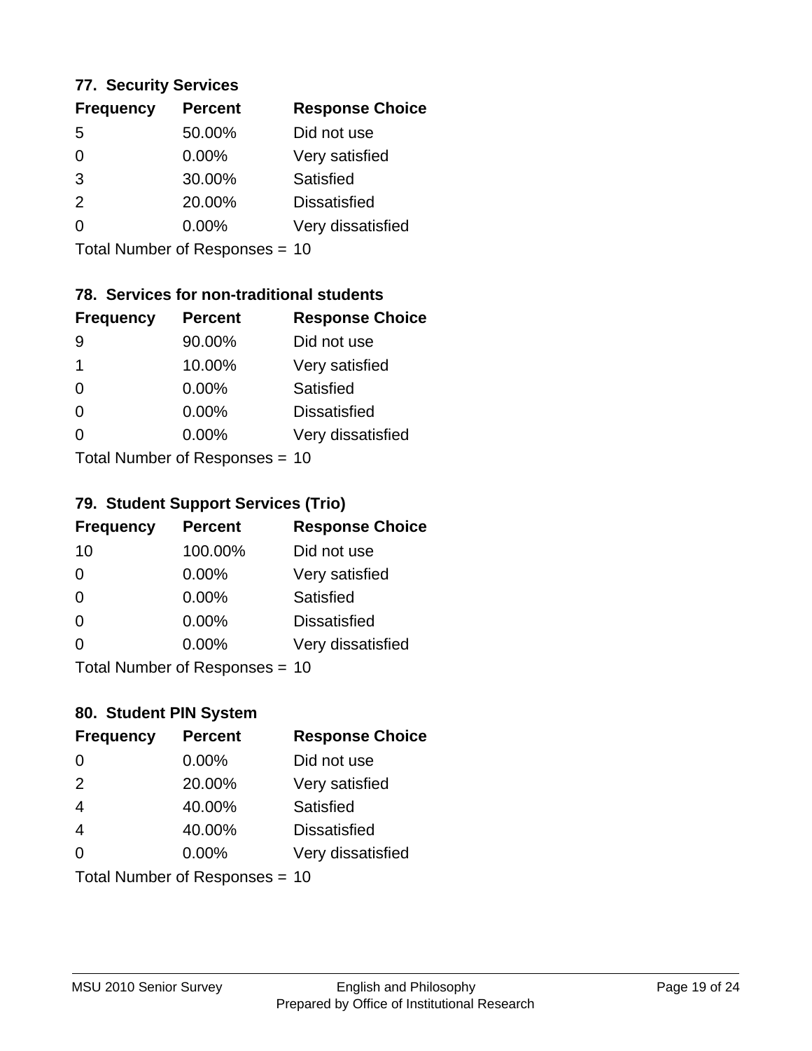### 77. Security Services

| Frequency | Percent | Response Choice |
|---|---|---|
| 5 | 50.00% | Did not use |
| 0 | 0.00% | Very satisfied |
| 3 | 30.00% | Satisfied |
| 2 | 20.00% | Dissatisfied |
| 0 | 0.00% | Very dissatisfied |

Total Number of Responses = 10

### 78. Services for non-traditional students

| Frequency | Percent | Response Choice |
|---|---|---|
| 9 | 90.00% | Did not use |
| 1 | 10.00% | Very satisfied |
| 0 | 0.00% | Satisfied |
| 0 | 0.00% | Dissatisfied |
| 0 | 0.00% | Very dissatisfied |

Total Number of Responses = 10

### 79. Student Support Services (Trio)

| Frequency | Percent | Response Choice |
|---|---|---|
| 10 | 100.00% | Did not use |
| 0 | 0.00% | Very satisfied |
| 0 | 0.00% | Satisfied |
| 0 | 0.00% | Dissatisfied |
| 0 | 0.00% | Very dissatisfied |

Total Number of Responses = 10

### 80. Student PIN System

| Frequency | Percent | Response Choice |
|---|---|---|
| 0 | 0.00% | Did not use |
| 2 | 20.00% | Very satisfied |
| 4 | 40.00% | Satisfied |
| 4 | 40.00% | Dissatisfied |
| 0 | 0.00% | Very dissatisfied |

Total Number of Responses = 10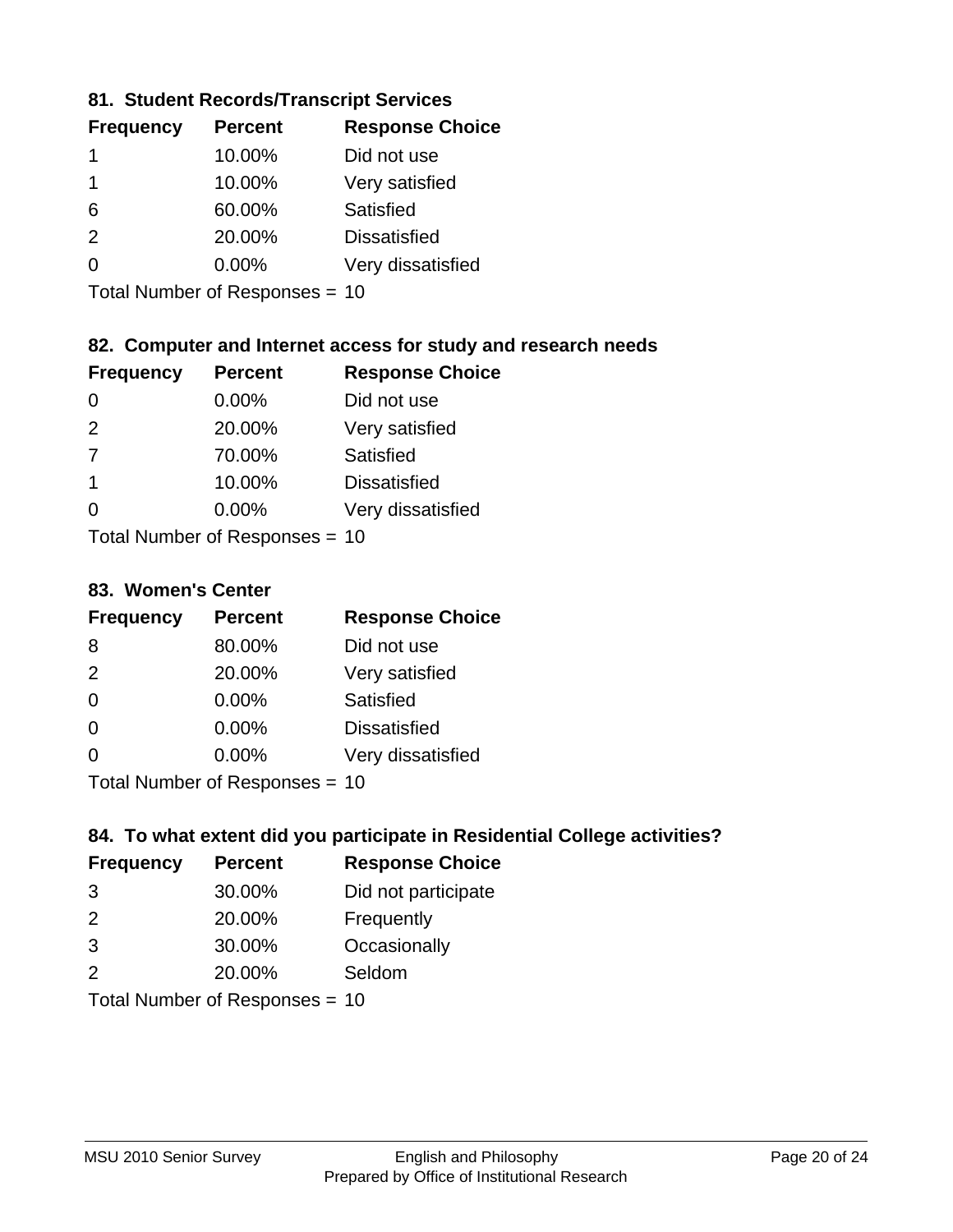### 81. Student Records/Transcript Services

| Frequency | Percent | Response Choice |
|---|---|---|
| 1 | 10.00% | Did not use |
| 1 | 10.00% | Very satisfied |
| 6 | 60.00% | Satisfied |
| 2 | 20.00% | Dissatisfied |
| 0 | 0.00% | Very dissatisfied |

Total Number of Responses = 10

### 82. Computer and Internet access for study and research needs

| Frequency | Percent | Response Choice |
|---|---|---|
| 0 | 0.00% | Did not use |
| 2 | 20.00% | Very satisfied |
| 7 | 70.00% | Satisfied |
| 1 | 10.00% | Dissatisfied |
| 0 | 0.00% | Very dissatisfied |

Total Number of Responses = 10

### 83. Women's Center

| Frequency | Percent | Response Choice |
|---|---|---|
| 8 | 80.00% | Did not use |
| 2 | 20.00% | Very satisfied |
| 0 | 0.00% | Satisfied |
| 0 | 0.00% | Dissatisfied |
| 0 | 0.00% | Very dissatisfied |

Total Number of Responses = 10

### 84. To what extent did you participate in Residential College activities?

| Frequency | Percent | Response Choice |
|---|---|---|
| 3 | 30.00% | Did not participate |
| 2 | 20.00% | Frequently |
| 3 | 30.00% | Occasionally |
| 2 | 20.00% | Seldom |

Total Number of Responses = 10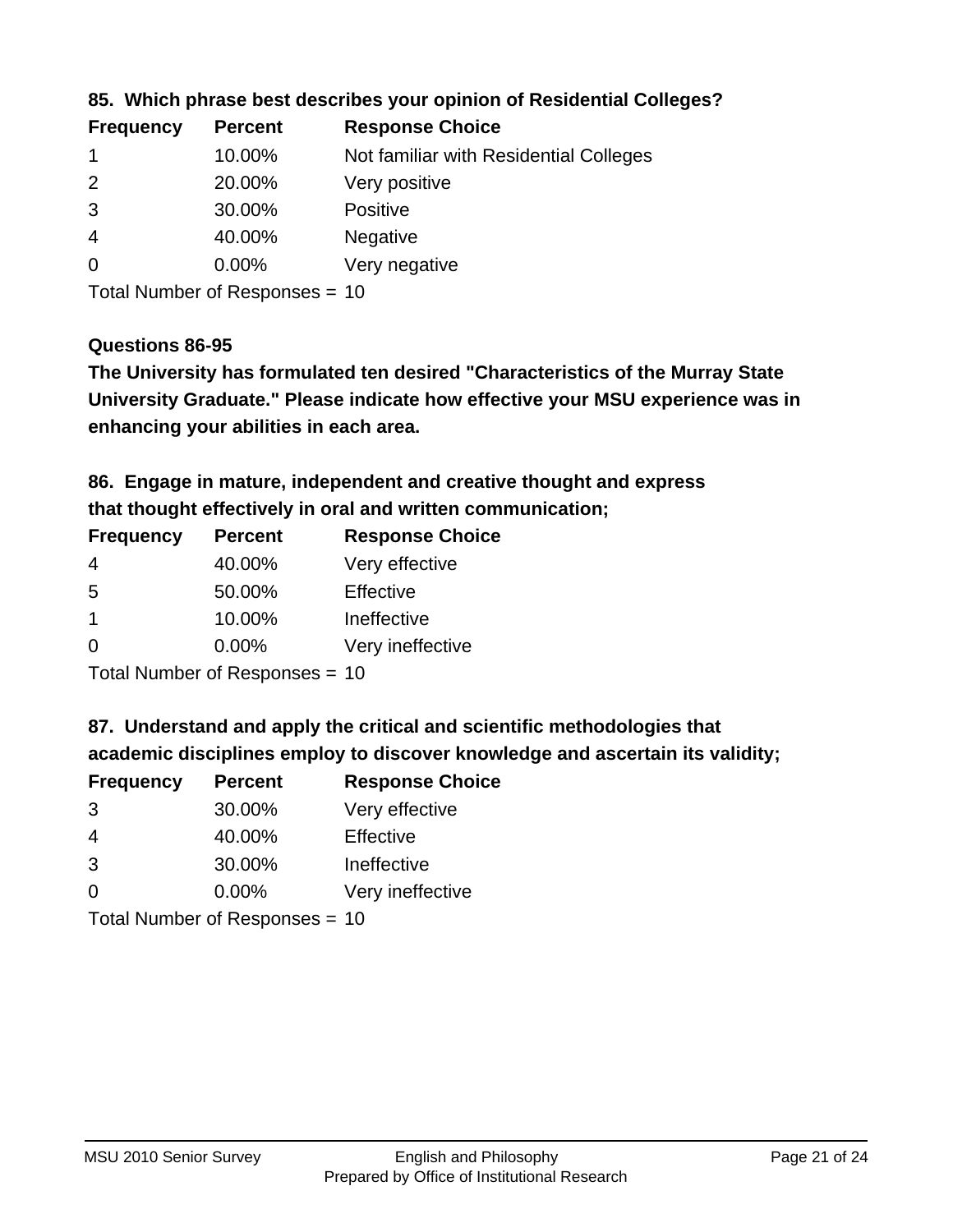**85. Which phrase best describes your opinion of Residential Colleges?**

| Frequency | Percent | Response Choice |
|---|---|---|
| 1 | 10.00% | Not familiar with Residential Colleges |
| 2 | 20.00% | Very positive |
| 3 | 30.00% | Positive |
| 4 | 40.00% | Negative |
| 0 | 0.00% | Very negative |

Total Number of Responses = 10

**Questions 86-95**

**The University has formulated ten desired "Characteristics of the Murray State University Graduate." Please indicate how effective your MSU experience was in enhancing your abilities in each area.**

**86. Engage in mature, independent and creative thought and express that thought effectively in oral and written communication;**

| Frequency | Percent | Response Choice |
|---|---|---|
| 4 | 40.00% | Very effective |
| 5 | 50.00% | Effective |
| 1 | 10.00% | Ineffective |
| 0 | 0.00% | Very ineffective |

Total Number of Responses = 10

**87. Understand and apply the critical and scientific methodologies that academic disciplines employ to discover knowledge and ascertain its validity;**

| Frequency | Percent | Response Choice |
|---|---|---|
| 3 | 30.00% | Very effective |
| 4 | 40.00% | Effective |
| 3 | 30.00% | Ineffective |
| 0 | 0.00% | Very ineffective |

Total Number of Responses = 10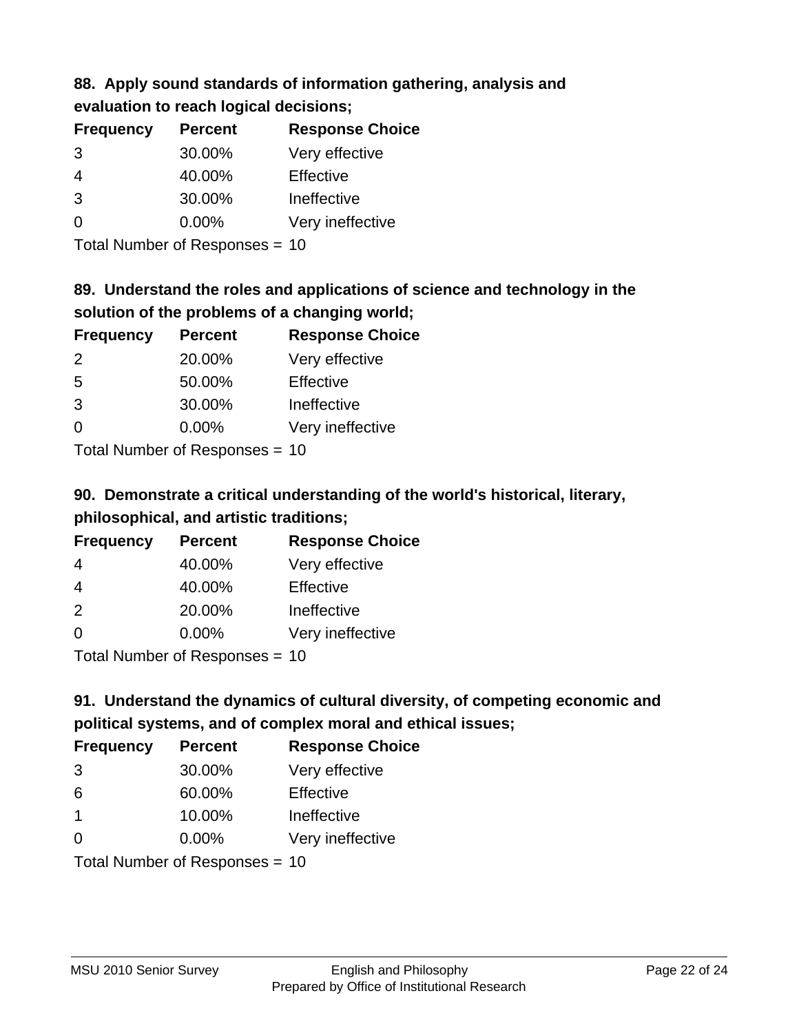**88. Apply sound standards of information gathering, analysis and evaluation to reach logical decisions;**

| Frequency | Percent | Response Choice |
|---|---|---|
| 3 | 30.00% | Very effective |
| 4 | 40.00% | Effective |
| 3 | 30.00% | Ineffective |
| 0 | 0.00% | Very ineffective |

Total Number of Responses = 10

**89. Understand the roles and applications of science and technology in the solution of the problems of a changing world;**

| Frequency | Percent | Response Choice |
|---|---|---|
| 2 | 20.00% | Very effective |
| 5 | 50.00% | Effective |
| 3 | 30.00% | Ineffective |
| 0 | 0.00% | Very ineffective |

Total Number of Responses = 10

**90. Demonstrate a critical understanding of the world's historical, literary, philosophical, and artistic traditions;**

| Frequency | Percent | Response Choice |
|---|---|---|
| 4 | 40.00% | Very effective |
| 4 | 40.00% | Effective |
| 2 | 20.00% | Ineffective |
| 0 | 0.00% | Very ineffective |

Total Number of Responses = 10

**91. Understand the dynamics of cultural diversity, of competing economic and political systems, and of complex moral and ethical issues;**

| Frequency | Percent | Response Choice |
|---|---|---|
| 3 | 30.00% | Very effective |
| 6 | 60.00% | Effective |
| 1 | 10.00% | Ineffective |
| 0 | 0.00% | Very ineffective |

Total Number of Responses = 10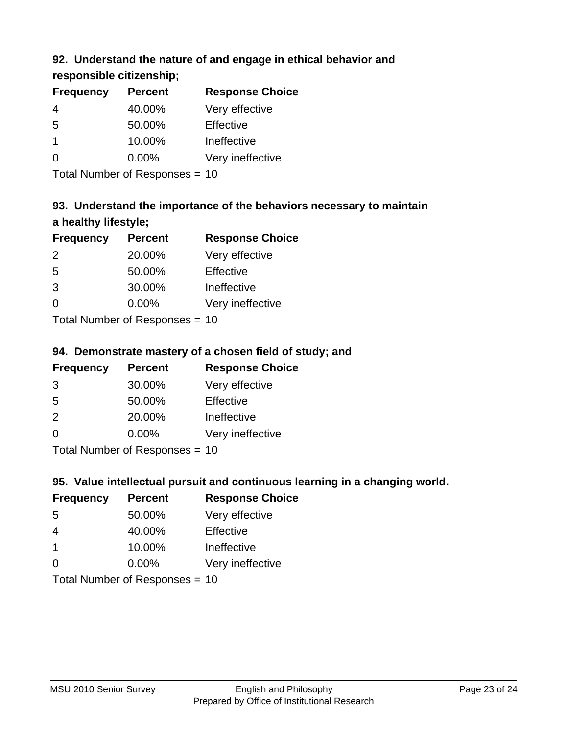### 92. Understand the nature of and engage in ethical behavior and responsible citizenship;

| Frequency | Percent | Response Choice |
|---|---|---|
| 4 | 40.00% | Very effective |
| 5 | 50.00% | Effective |
| 1 | 10.00% | Ineffective |
| 0 | 0.00% | Very ineffective |

Total Number of Responses = 10

### 93. Understand the importance of the behaviors necessary to maintain a healthy lifestyle;

| Frequency | Percent | Response Choice |
|---|---|---|
| 2 | 20.00% | Very effective |
| 5 | 50.00% | Effective |
| 3 | 30.00% | Ineffective |
| 0 | 0.00% | Very ineffective |

Total Number of Responses = 10

### 94. Demonstrate mastery of a chosen field of study; and

| Frequency | Percent | Response Choice |
|---|---|---|
| 3 | 30.00% | Very effective |
| 5 | 50.00% | Effective |
| 2 | 20.00% | Ineffective |
| 0 | 0.00% | Very ineffective |

Total Number of Responses = 10

### 95. Value intellectual pursuit and continuous learning in a changing world.

| Frequency | Percent | Response Choice |
|---|---|---|
| 5 | 50.00% | Very effective |
| 4 | 40.00% | Effective |
| 1 | 10.00% | Ineffective |
| 0 | 0.00% | Very ineffective |

Total Number of Responses = 10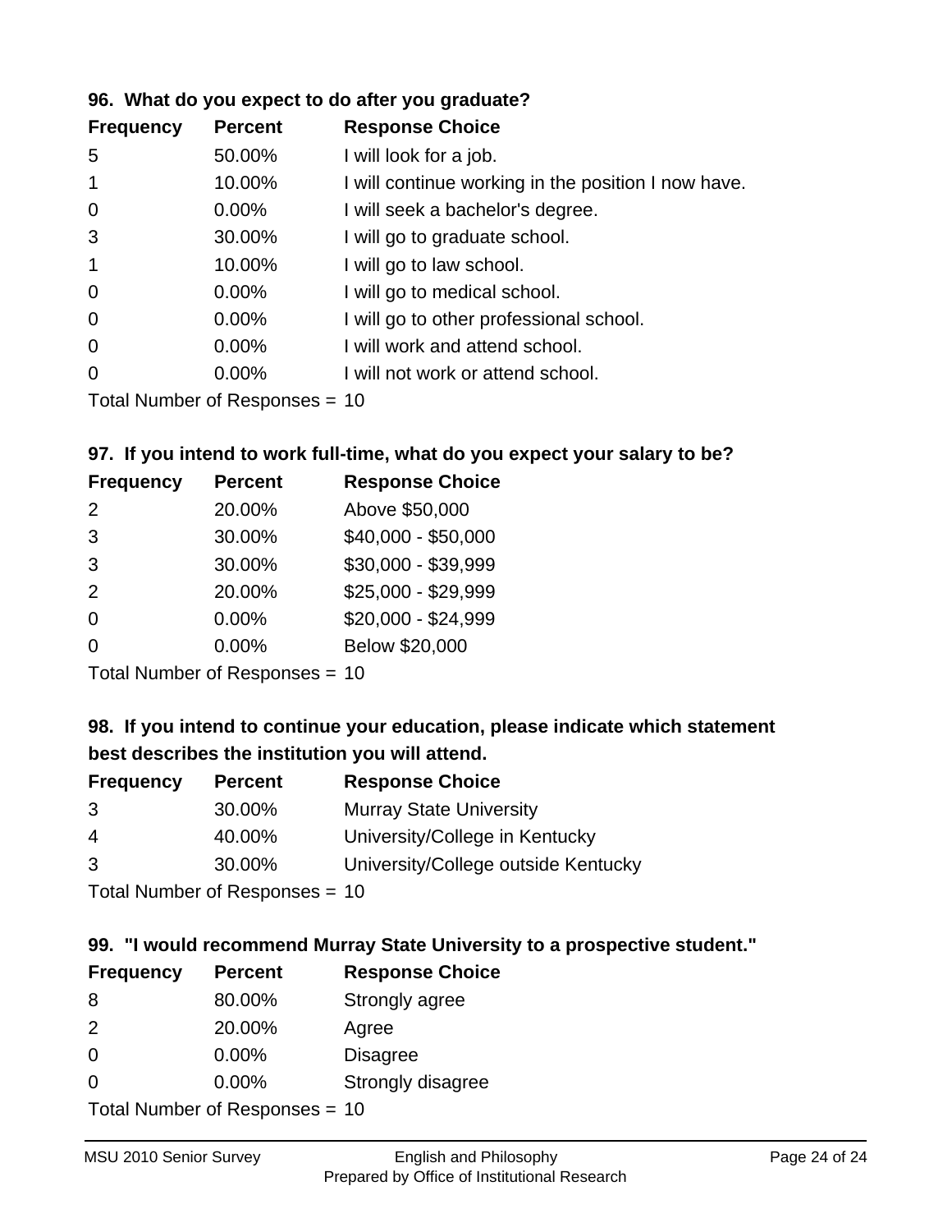### 96. What do you expect to do after you graduate?

| Frequency | Percent | Response Choice |
| --- | --- | --- |
| 5 | 50.00% | I will look for a job. |
| 1 | 10.00% | I will continue working in the position I now have. |
| 0 | 0.00% | I will seek a bachelor's degree. |
| 3 | 30.00% | I will go to graduate school. |
| 1 | 10.00% | I will go to law school. |
| 0 | 0.00% | I will go to medical school. |
| 0 | 0.00% | I will go to other professional school. |
| 0 | 0.00% | I will work and attend school. |
| 0 | 0.00% | I will not work or attend school. |

Total Number of Responses = 10

### 97. If you intend to work full-time, what do you expect your salary to be?

| Frequency | Percent | Response Choice |
| --- | --- | --- |
| 2 | 20.00% | Above $50,000 |
| 3 | 30.00% | $40,000 - $50,000 |
| 3 | 30.00% | $30,000 - $39,999 |
| 2 | 20.00% | $25,000 - $29,999 |
| 0 | 0.00% | $20,000 - $24,999 |
| 0 | 0.00% | Below $20,000 |

Total Number of Responses = 10

### 98. If you intend to continue your education, please indicate which statement best describes the institution you will attend.

| Frequency | Percent | Response Choice |
| --- | --- | --- |
| 3 | 30.00% | Murray State University |
| 4 | 40.00% | University/College in Kentucky |
| 3 | 30.00% | University/College outside Kentucky |

Total Number of Responses = 10

### 99. "I would recommend Murray State University to a prospective student."

| Frequency | Percent | Response Choice |
| --- | --- | --- |
| 8 | 80.00% | Strongly agree |
| 2 | 20.00% | Agree |
| 0 | 0.00% | Disagree |
| 0 | 0.00% | Strongly disagree |

Total Number of Responses = 10